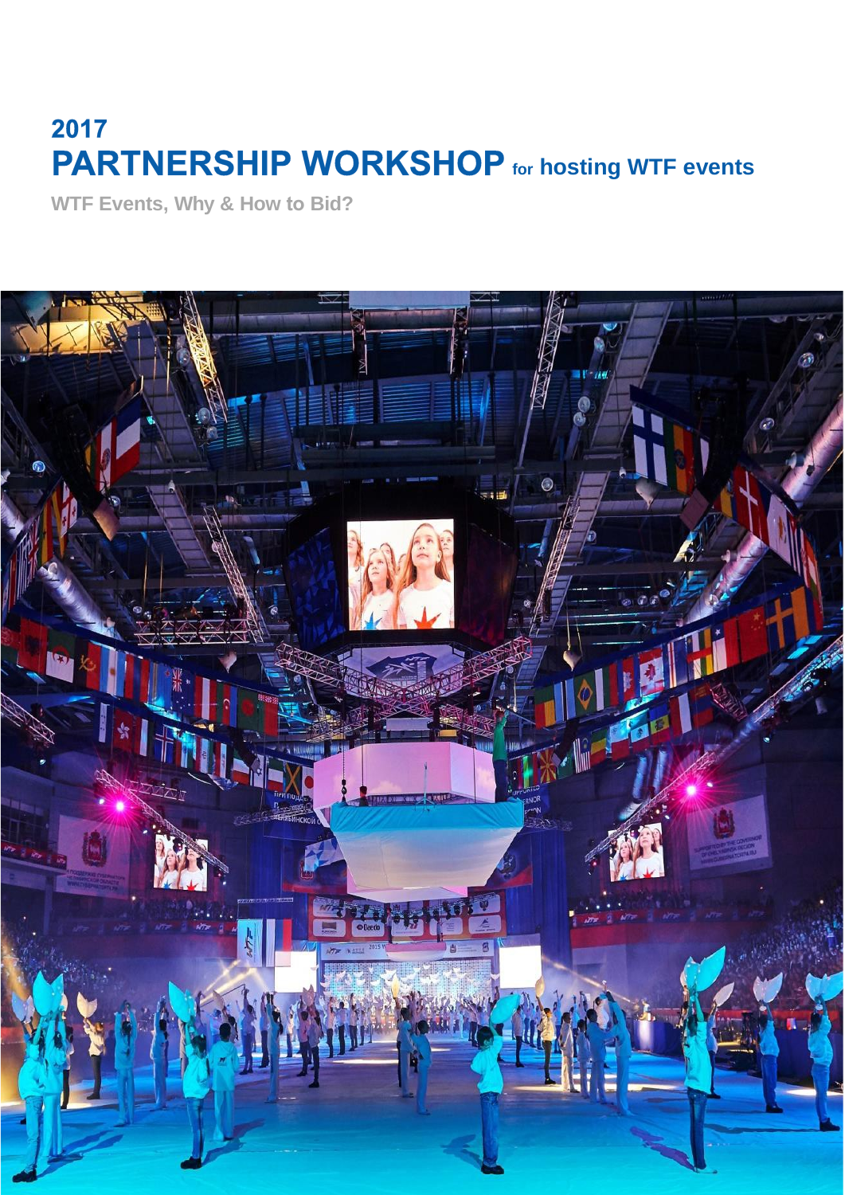# 2017
# PARTNERSHIP WORKSHOP for hosting WTF events

**WTF Events, Why & How to Bid?**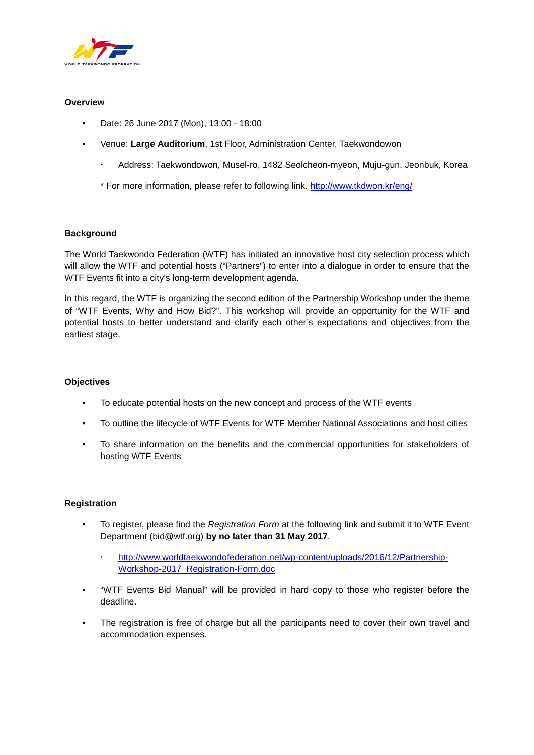**Overview**

- Date: 26 June 2017 (Mon), 13:00 - 18:00
- Venue: **Large Auditorium**, 1st Floor, Administration Center, Taekwondowon
  - Address: Taekwondowon, Musel-ro, 1482 Seolcheon-myeon, Muju-gun, Jeonbuk, Korea

  \* For more information, please refer to following link. [http://www.tkdwon.kr/eng/](http://www.tkdwon.kr/eng/)

**Background**

The World Taekwondo Federation (WTF) has initiated an innovative host city selection process which will allow the WTF and potential hosts ("Partners") to enter into a dialogue in order to ensure that the WTF Events fit into a city's long-term development agenda.

In this regard, the WTF is organizing the second edition of the Partnership Workshop under the theme of "WTF Events, Why and How Bid?". This workshop will provide an opportunity for the WTF and potential hosts to better understand and clarify each other's expectations and objectives from the earliest stage.

**Objectives**

- To educate potential hosts on the new concept and process of the WTF events
- To outline the lifecycle of WTF Events for WTF Member National Associations and host cities
- To share information on the benefits and the commercial opportunities for stakeholders of hosting WTF Events

**Registration**

- To register, please find the *Registration Form* at the following link and submit it to WTF Event Department (bid@wtf.org) **by no later than 31 May 2017**.
  - [http://www.worldtaekwondofederation.net/wp-content/uploads/2016/12/Partnership-Workshop-2017_Registration-Form.doc](http://www.worldtaekwondofederation.net/wp-content/uploads/2016/12/Partnership-Workshop-2017_Registration-Form.doc)
- "WTF Events Bid Manual" will be provided in hard copy to those who register before the deadline.
- The registration is free of charge but all the participants need to cover their own travel and accommodation expenses.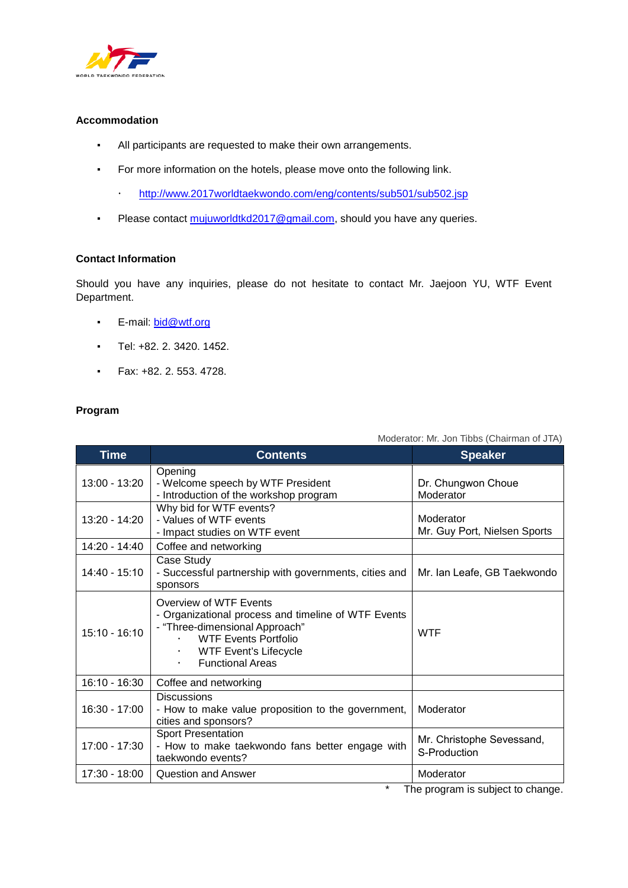## Accommodation

- All participants are requested to make their own arrangements.
- For more information on the hotels, please move onto the following link.
  - http://www.2017worldtaekwondo.com/eng/contents/sub501/sub502.jsp
- Please contact mujuworldtkd2017@gmail.com, should you have any queries.

## Contact Information

Should you have any inquiries, please do not hesitate to contact Mr. Jaejoon YU, WTF Event Department.

- E-mail: bid@wtf.org
- Tel: +82. 2. 3420. 1452.
- Fax: +82. 2. 553. 4728.

## Program

Moderator: Mr. Jon Tibbs (Chairman of JTA)

| Time | Contents | Speaker |
|---|---|---|
| 13:00 - 13:20 | Opening<br>- Welcome speech by WTF President<br>- Introduction of the workshop program | Dr. Chungwon Choue<br>Moderator |
| 13:20 - 14:20 | Why bid for WTF events?<br>- Values of WTF events<br>- Impact studies on WTF event | Moderator<br>Mr. Guy Port, Nielsen Sports |
| 14:20 - 14:40 | Coffee and networking | |
| 14:40 - 15:10 | Case Study<br>- Successful partnership with governments, cities and sponsors | Mr. Ian Leafe, GB Taekwondo |
| 15:10 - 16:10 | Overview of WTF Events<br>- Organizational process and timeline of WTF Events<br>- “Three-dimensional Approach”<br>· WTF Events Portfolio<br>· WTF Event’s Lifecycle<br>· Functional Areas | WTF |
| 16:10 - 16:30 | Coffee and networking | |
| 16:30 - 17:00 | Discussions<br>- How to make value proposition to the government, cities and sponsors? | Moderator |
| 17:00 - 17:30 | Sport Presentation<br>- How to make taekwondo fans better engage with taekwondo events? | Mr. Christophe Sevessand, S-Production |
| 17:30 - 18:00 | Question and Answer | Moderator |

\* The program is subject to change.